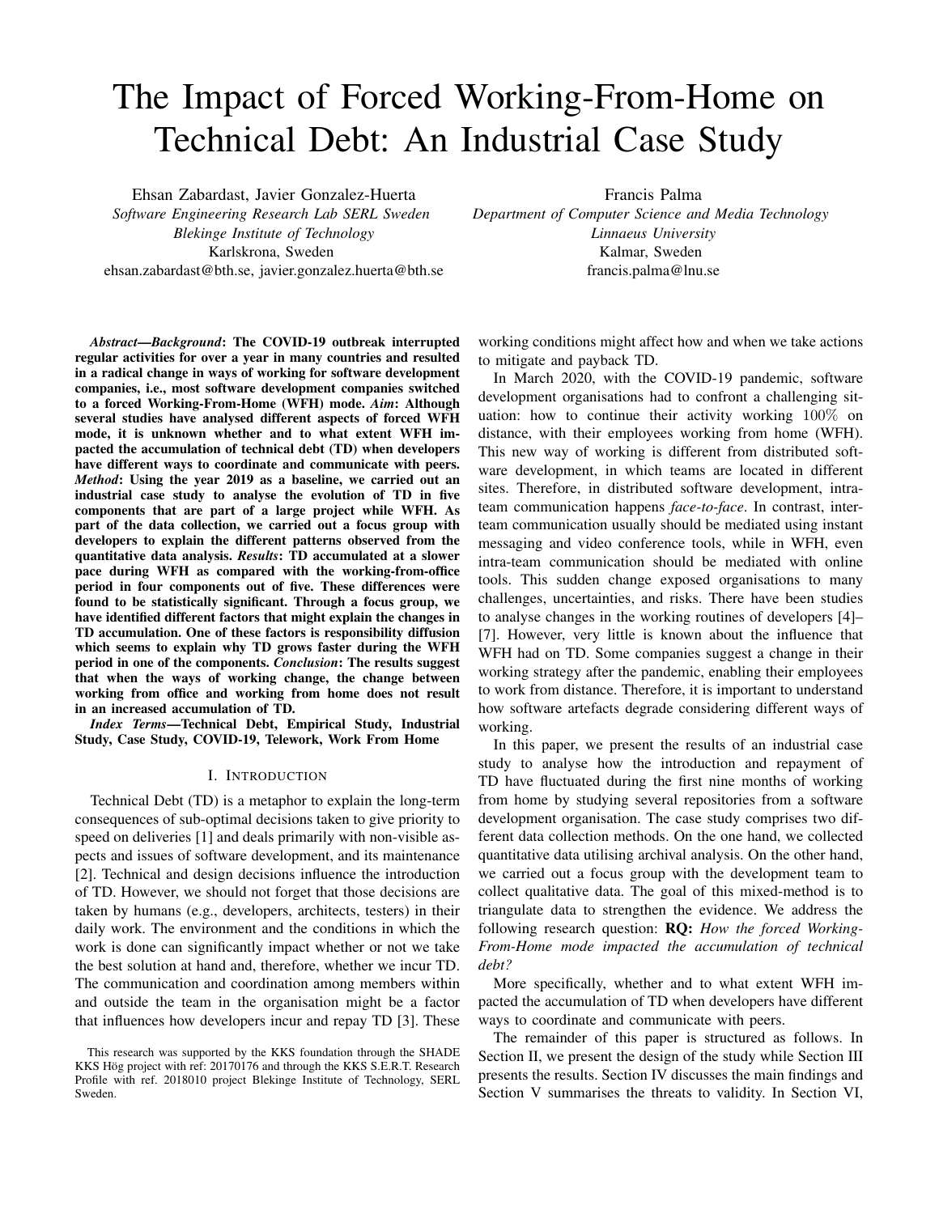# The Impact of Forced Working-From-Home on Technical Debt: An Industrial Case Study

Ehsan Zabardast, Javier Gonzalez-Huerta
*Software Engineering Research Lab SERL Sweden*
*Blekinge Institute of Technology*
Karlskrona, Sweden
ehsan.zabardast@bth.se, javier.gonzalez.huerta@bth.se

Francis Palma
*Department of Computer Science and Media Technology*
*Linnaeus University*
Kalmar, Sweden
francis.palma@lnu.se

***Abstract*—*Background*: The COVID-19 outbreak interrupted regular activities for over a year in many countries and resulted in a radical change in ways of working for software development companies, i.e., most software development companies switched to a forced Working-From-Home (WFH) mode. *Aim*: Although several studies have analysed different aspects of forced WFH mode, it is unknown whether and to what extent WFH impacted the accumulation of technical debt (TD) when developers have different ways to coordinate and communicate with peers. *Method*: Using the year 2019 as a baseline, we carried out an industrial case study to analyse the evolution of TD in five components that are part of a large project while WFH. As part of the data collection, we carried out a focus group with developers to explain the different patterns observed from the quantitative data analysis. *Results*: TD accumulated at a slower pace during WFH as compared with the working-from-office period in four components out of five. These differences were found to be statistically significant. Through a focus group, we have identified different factors that might explain the changes in TD accumulation. One of these factors is responsibility diffusion which seems to explain why TD grows faster during the WFH period in one of the components. *Conclusion*: The results suggest that when the ways of working change, the change between working from office and working from home does not result in an increased accumulation of TD.**

***Index Terms*—Technical Debt, Empirical Study, Industrial Study, Case Study, COVID-19, Telework, Work From Home**

## I. Introduction

Technical Debt (TD) is a metaphor to explain the long-term consequences of sub-optimal decisions taken to give priority to speed on deliveries [1] and deals primarily with non-visible aspects and issues of software development, and its maintenance [2]. Technical and design decisions influence the introduction of TD. However, we should not forget that those decisions are taken by humans (e.g., developers, architects, testers) in their daily work. The environment and the conditions in which the work is done can significantly impact whether or not we take the best solution at hand and, therefore, whether we incur TD. The communication and coordination among members within and outside the team in the organisation might be a factor that influences how developers incur and repay TD [3]. These working conditions might affect how and when we take actions to mitigate and payback TD.

In March 2020, with the COVID-19 pandemic, software development organisations had to confront a challenging situation: how to continue their activity working $100\%$ on distance, with their employees working from home (WFH). This new way of working is different from distributed software development, in which teams are located in different sites. Therefore, in distributed software development, intra-team communication happens *face-to-face*. In contrast, inter-team communication usually should be mediated using instant messaging and video conference tools, while in WFH, even intra-team communication should be mediated with online tools. This sudden change exposed organisations to many challenges, uncertainties, and risks. There have been studies to analyse changes in the working routines of developers [4]–[7]. However, very little is known about the influence that WFH had on TD. Some companies suggest a change in their working strategy after the pandemic, enabling their employees to work from distance. Therefore, it is important to understand how software artefacts degrade considering different ways of working.

In this paper, we present the results of an industrial case study to analyse how the introduction and repayment of TD have fluctuated during the first nine months of working from home by studying several repositories from a software development organisation. The case study comprises two different data collection methods. On the one hand, we collected quantitative data utilising archival analysis. On the other hand, we carried out a focus group with the development team to collect qualitative data. The goal of this mixed-method is to triangulate data to strengthen the evidence. We address the following research question: **RQ:** *How the forced Working-From-Home mode impacted the accumulation of technical debt?*

More specifically, whether and to what extent WFH impacted the accumulation of TD when developers have different ways to coordinate and communicate with peers.

The remainder of this paper is structured as follows. In Section II, we present the design of the study while Section III presents the results. Section IV discusses the main findings and Section V summarises the threats to validity. In Section VI,

This research was supported by the KKS foundation through the SHADE KKS Hög project with ref: 20170176 and through the KKS S.E.R.T. Research Profile with ref. 2018010 project Blekinge Institute of Technology, SERL Sweden.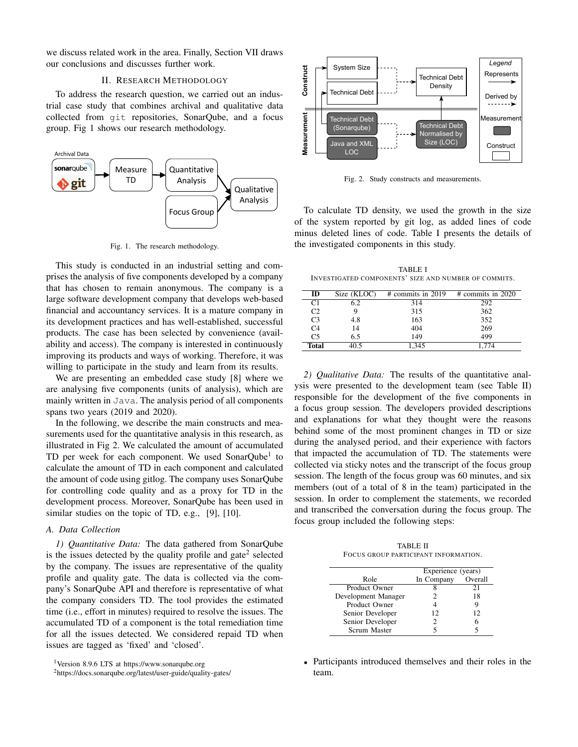we discuss related work in the area. Finally, Section VII draws our conclusions and discusses further work.

## II. Research Methodology

To address the research question, we carried out an industrial case study that combines archival and qualitative data collected from `git` repositories, SonarQube, and a focus group. Fig 1 shows our research methodology.

Fig. 1. The research methodology.

This study is conducted in an industrial setting and comprises the analysis of five components developed by a company that has chosen to remain anonymous. The company is a large software development company that develops web-based financial and accountancy services. It is a mature company in its development practices and has well-established, successful products. The case has been selected by convenience (availability and access). The company is interested in continuously improving its products and ways of working. Therefore, it was willing to participate in the study and learn from its results.

We are presenting an embedded case study [8] where we are analysing five components (units of analysis), which are mainly written in `Java`. The analysis period of all components spans two years (2019 and 2020).

In the following, we describe the main constructs and measurements used for the quantitative analysis in this research, as illustrated in Fig 2. We calculated the amount of accumulated TD per week for each component. We used SonarQube[1] to calculate the amount of TD in each component and calculated the amount of code using gitlog. The company uses SonarQube for controlling code quality and as a proxy for TD in the development process. Moreover, SonarQube has been used in similar studies on the topic of TD, e.g., [9], [10].

### A. Data Collection

*1) Quantitative Data:* The data gathered from SonarQube is the issues detected by the quality profile and gate[2] selected by the company. The issues are representative of the quality profile and quality gate. The data is collected via the company's SonarQube API and therefore is representative of what the company considers TD. The tool provides the estimated time (i.e., effort in minutes) required to resolve the issues. The accumulated TD of a component is the total remediation time for all the issues detected. We considered repaid TD when issues are tagged as 'fixed' and 'closed'.

[1] Version 8.9.6 LTS at https://www.sonarqube.org

[2] https://docs.sonarqube.org/latest/user-guide/quality-gates/

Fig. 2. Study constructs and measurements.

To calculate TD density, we used the growth in the size of the system reported by git log, as added lines of code minus deleted lines of code. Table I presents the details of the investigated components in this study.

TABLE I
Investigated components' size and number of commits.

| ID | Size (KLOC) | # commits in 2019 | # commits in 2020 |
|---|---|---|---|
| C1 | 6.2 | 314 | 292 |
| C2 | 9 | 315 | 362 |
| C3 | 4.8 | 163 | 352 |
| C4 | 14 | 404 | 269 |
| C5 | 6.5 | 149 | 499 |
| **Total** | 40.5 | 1,345 | 1,774 |

*2) Qualitative Data:* The results of the quantitative analysis were presented to the development team (see Table II) responsible for the development of the five components in a focus group session. The developers provided descriptions and explanations for what they thought were the reasons behind some of the most prominent changes in TD or size during the analysed period, and their experience with factors that impacted the accumulation of TD. The statements were collected via sticky notes and the transcript of the focus group session. The length of the focus group was 60 minutes, and six members (out of a total of 8 in the team) participated in the session. In order to complement the statements, we recorded and transcribed the conversation during the focus group. The focus group included the following steps:

TABLE II
Focus group participant information.

| | Experience (years) | |
|---|---|---|
| Role | In Company | Overall |
| Product Owner | 8 | 21 |
| Development Manager | 2 | 18 |
| Product Owner | 4 | 9 |
| Senior Developer | 12 | 12 |
| Senior Developer | 2 | 6 |
| Scrum Master | 5 | 5 |

- Participants introduced themselves and their roles in the team.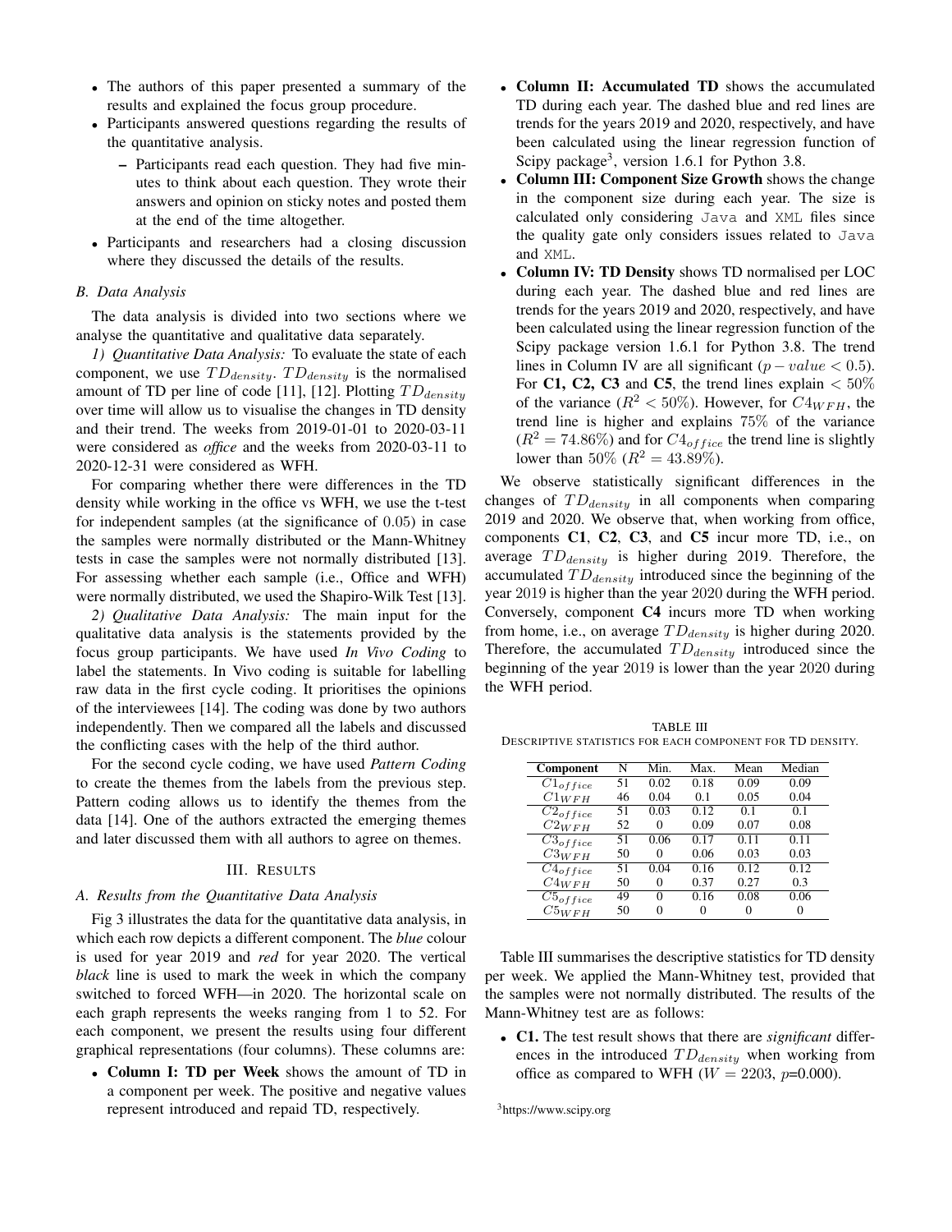- The authors of this paper presented a summary of the results and explained the focus group procedure.
- Participants answered questions regarding the results of the quantitative analysis.
  - Participants read each question. They had five minutes to think about each question. They wrote their answers and opinion on sticky notes and posted them at the end of the time altogether.
- Participants and researchers had a closing discussion where they discussed the details of the results.

### B. Data Analysis

The data analysis is divided into two sections where we analyse the quantitative and qualitative data separately.

*1) Quantitative Data Analysis:* To evaluate the state of each component, we use $TD_{density}$. $TD_{density}$ is the normalised amount of TD per line of code [11], [12]. Plotting $TD_{density}$ over time will allow us to visualise the changes in TD density and their trend. The weeks from 2019-01-01 to 2020-03-11 were considered as *office* and the weeks from 2020-03-11 to 2020-12-31 were considered as WFH.

For comparing whether there were differences in the TD density while working in the office vs WFH, we use the t-test for independent samples (at the significance of 0.05) in case the samples were normally distributed or the Mann-Whitney tests in case the samples were not normally distributed [13]. For assessing whether each sample (i.e., Office and WFH) were normally distributed, we used the Shapiro-Wilk Test [13].

*2) Qualitative Data Analysis:* The main input for the qualitative data analysis is the statements provided by the focus group participants. We have used *In Vivo Coding* to label the statements. In Vivo coding is suitable for labelling raw data in the first cycle coding. It prioritises the opinions of the interviewees [14]. The coding was done by two authors independently. Then we compared all the labels and discussed the conflicting cases with the help of the third author.

For the second cycle coding, we have used *Pattern Coding* to create the themes from the labels from the previous step. Pattern coding allows us to identify the themes from the data [14]. One of the authors extracted the emerging themes and later discussed them with all authors to agree on themes.

## III. Results

### A. Results from the Quantitative Data Analysis

Fig 3 illustrates the data for the quantitative data analysis, in which each row depicts a different component. The *blue* colour is used for year 2019 and *red* for year 2020. The vertical *black* line is used to mark the week in which the company switched to forced WFH—in 2020. The horizontal scale on each graph represents the weeks ranging from 1 to 52. For each component, we present the results using four different graphical representations (four columns). These columns are:

- **Column I: TD per Week** shows the amount of TD in a component per week. The positive and negative values represent introduced and repaid TD, respectively.
- **Column II: Accumulated TD** shows the accumulated TD during each year. The dashed blue and red lines are trends for the years 2019 and 2020, respectively, and have been calculated using the linear regression function of Scipy package[3], version 1.6.1 for Python 3.8.
- **Column III: Component Size Growth** shows the change in the component size during each year. The size is calculated only considering `Java` and `XML` files since the quality gate only considers issues related to `Java` and `XML`.
- **Column IV: TD Density** shows TD normalised per LOC during each year. The dashed blue and red lines are trends for the years 2019 and 2020, respectively, and have been calculated using the linear regression function of the Scipy package version 1.6.1 for Python 3.8. The trend lines in Column IV are all significant ($p-value < 0.5$). For **C1, C2, C3** and **C5**, the trend lines explain $< 50\%$ of the variance ($R^2 < 50\%$). However, for $C4_{WFH}$, the trend line is higher and explains 75% of the variance ($R^2 = 74.86\%$) and for $C4_{office}$ the trend line is slightly lower than 50% ($R^2 = 43.89\%$).

We observe statistically significant differences in the changes of $TD_{density}$ in all components when comparing 2019 and 2020. We observe that, when working from office, components **C1**, **C2**, **C3**, and **C5** incur more TD, i.e., on average $TD_{density}$ is higher during 2019. Therefore, the accumulated $TD_{density}$ introduced since the beginning of the year 2019 is higher than the year 2020 during the WFH period. Conversely, component **C4** incurs more TD when working from home, i.e., on average $TD_{density}$ is higher during 2020. Therefore, the accumulated $TD_{density}$ introduced since the beginning of the year 2019 is lower than the year 2020 during the WFH period.

TABLE III
DESCRIPTIVE STATISTICS FOR EACH COMPONENT FOR TD DENSITY.

| Component | N | Min. | Max. | Mean | Median |
|---|---|---|---|---|---|
| $C1_{office}$ | 51 | 0.02 | 0.18 | 0.09 | 0.09 |
| $C1_{WFH}$ | 46 | 0.04 | 0.1 | 0.05 | 0.04 |
| $C2_{office}$ | 51 | 0.03 | 0.12 | 0.1 | 0.1 |
| $C2_{WFH}$ | 52 | 0 | 0.09 | 0.07 | 0.08 |
| $C3_{office}$ | 51 | 0.06 | 0.17 | 0.11 | 0.11 |
| $C3_{WFH}$ | 50 | 0 | 0.06 | 0.03 | 0.03 |
| $C4_{office}$ | 51 | 0.04 | 0.16 | 0.12 | 0.12 |
| $C4_{WFH}$ | 50 | 0 | 0.37 | 0.27 | 0.3 |
| $C5_{office}$ | 49 | 0 | 0.16 | 0.08 | 0.06 |
| $C5_{WFH}$ | 50 | 0 | 0 | 0 | 0 |

Table III summarises the descriptive statistics for TD density per week. We applied the Mann-Whitney test, provided that the samples were not normally distributed. The results of the Mann-Whitney test are as follows:

- **C1.** The test result shows that there are *significant* differences in the introduced $TD_{density}$ when working from office as compared to WFH ($W = 2203$, $p$=0.000).

[3]https://www.scipy.org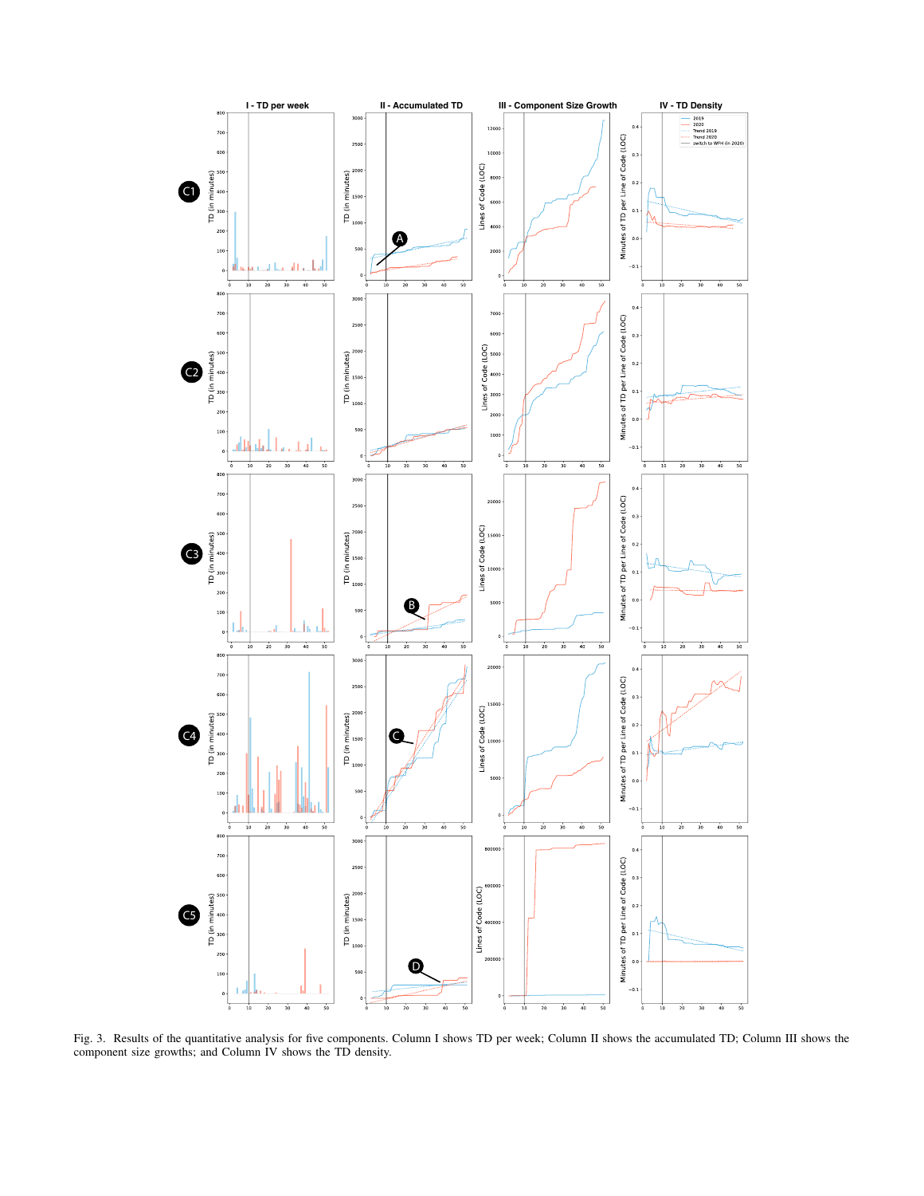Fig. 3. Results of the quantitative analysis for five components. Column I shows TD per week; Column II shows the accumulated TD; Column III shows the component size growths; and Column IV shows the TD density.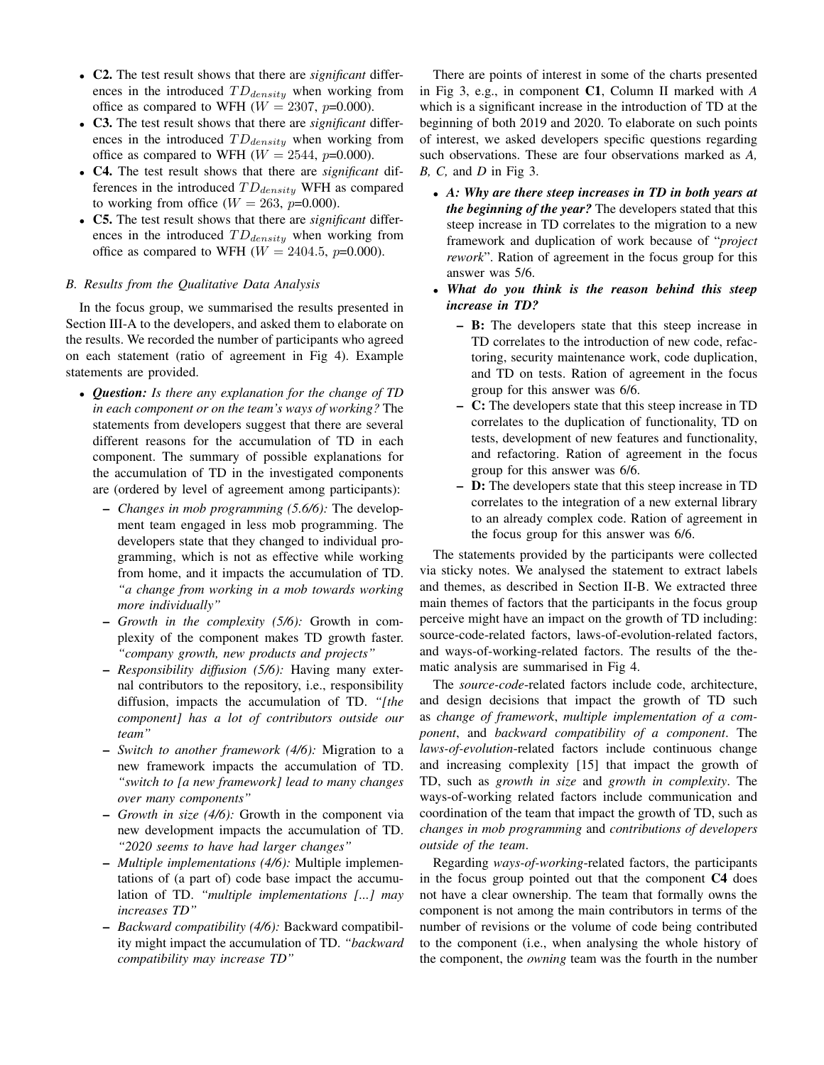- **C2.** The test result shows that there are *significant* differences in the introduced $TD_{density}$ when working from office as compared to WFH ($W = 2307$, $p$=0.000).
- **C3.** The test result shows that there are *significant* differences in the introduced $TD_{density}$ when working from office as compared to WFH ($W = 2544$, $p$=0.000).
- **C4.** The test result shows that there are *significant* differences in the introduced $TD_{density}$ WFH as compared to working from office ($W = 263$, $p$=0.000).
- **C5.** The test result shows that there are *significant* differences in the introduced $TD_{density}$ when working from office as compared to WFH ($W = 2404.5$, $p$=0.000).

### B. Results from the Qualitative Data Analysis

In the focus group, we summarised the results presented in Section III-A to the developers, and asked them to elaborate on the results. We recorded the number of participants who agreed on each statement (ratio of agreement in Fig 4). Example statements are provided.

- ***Question:*** ***Is there any explanation for the change of TD in each component or on the team's ways of working?*** The statements from developers suggest that there are several different reasons for the accumulation of TD in each component. The summary of possible explanations for the accumulation of TD in the investigated components are (ordered by level of agreement among participants):
  - *Changes in mob programming (5.6/6):* The development team engaged in less mob programming. The developers state that they changed to individual programming, which is not as effective while working from home, and it impacts the accumulation of TD. *"a change from working in a mob towards working more individually"*
  - *Growth in the complexity (5/6):* Growth in complexity of the component makes TD growth faster. *"company growth, new products and projects"*
  - *Responsibility diffusion (5/6):* Having many external contributors to the repository, i.e., responsibility diffusion, impacts the accumulation of TD. *"[the component] has a lot of contributors outside our team"*
  - *Switch to another framework (4/6):* Migration to a new framework impacts the accumulation of TD. *"switch to [a new framework] lead to many changes over many components"*
  - *Growth in size (4/6):* Growth in the component via new development impacts the accumulation of TD. *"2020 seems to have had larger changes"*
  - *Multiple implementations (4/6):* Multiple implementations of (a part of) code base impact the accumulation of TD. *"multiple implementations [...] may increases TD"*
  - *Backward compatibility (4/6):* Backward compatibility might impact the accumulation of TD. *"backward compatibility may increase TD"*

There are points of interest in some of the charts presented in Fig 3, e.g., in component **C1**, Column II marked with *A* which is a significant increase in the introduction of TD at the beginning of both 2019 and 2020. To elaborate on such points of interest, we asked developers specific questions regarding such observations. These are four observations marked as *A, B, C,* and *D* in Fig 3.

- ***A: Why are there steep increases in TD in both years at the beginning of the year?*** The developers stated that this steep increase in TD correlates to the migration to a new framework and duplication of work because of "*project rework*". Ration of agreement in the focus group for this answer was 5/6.
- ***What do you think is the reason behind this steep increase in TD?***
  - **B:** The developers state that this steep increase in TD correlates to the introduction of new code, refactoring, security maintenance work, code duplication, and TD on tests. Ration of agreement in the focus group for this answer was 6/6.
  - **C:** The developers state that this steep increase in TD correlates to the duplication of functionality, TD on tests, development of new features and functionality, and refactoring. Ration of agreement in the focus group for this answer was 6/6.
  - **D:** The developers state that this steep increase in TD correlates to the integration of a new external library to an already complex code. Ration of agreement in the focus group for this answer was 6/6.

The statements provided by the participants were collected via sticky notes. We analysed the statement to extract labels and themes, as described in Section II-B. We extracted three main themes of factors that the participants in the focus group perceive might have an impact on the growth of TD including: source-code-related factors, laws-of-evolution-related factors, and ways-of-working-related factors. The results of the thematic analysis are summarised in Fig 4.

The *source-code*-related factors include code, architecture, and design decisions that impact the growth of TD such as *change of framework*, *multiple implementation of a component*, and *backward compatibility of a component*. The *laws-of-evolution*-related factors include continuous change and increasing complexity [15] that impact the growth of TD, such as *growth in size* and *growth in complexity*. The ways-of-working related factors include communication and coordination of the team that impact the growth of TD, such as *changes in mob programming* and *contributions of developers outside of the team*.

Regarding *ways-of-working*-related factors, the participants in the focus group pointed out that the component **C4** does not have a clear ownership. The team that formally owns the component is not among the main contributors in terms of the number of revisions or the volume of code being contributed to the component (i.e., when analysing the whole history of the component, the *owning* team was the fourth in the number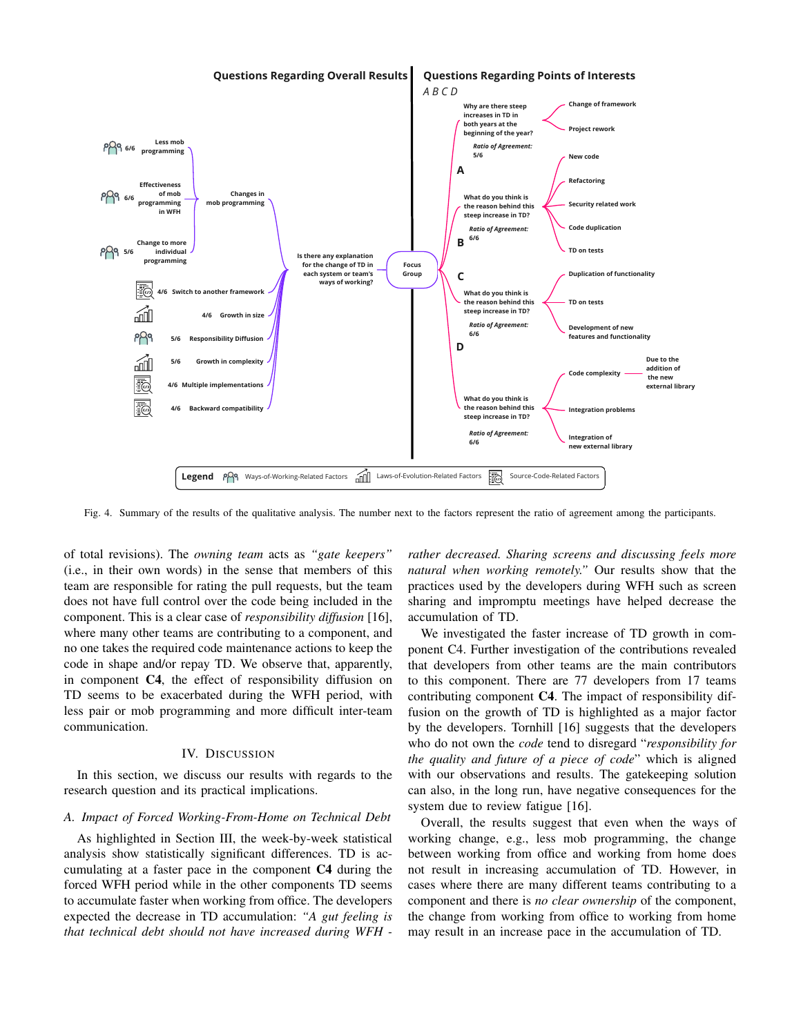Fig. 4. Summary of the results of the qualitative analysis. The number next to the factors represent the ratio of agreement among the participants.

of total revisions). The *owning team* acts as *"gate keepers"* (i.e., in their own words) in the sense that members of this team are responsible for rating the pull requests, but the team does not have full control over the code being included in the component. This is a clear case of *responsibility diffusion* [16], where many other teams are contributing to a component, and no one takes the required code maintenance actions to keep the code in shape and/or repay TD. We observe that, apparently, in component **C4**, the effect of responsibility diffusion on TD seems to be exacerbated during the WFH period, with less pair or mob programming and more difficult inter-team communication.

## IV. Discussion

In this section, we discuss our results with regards to the research question and its practical implications.

### *A. Impact of Forced Working-From-Home on Technical Debt*

As highlighted in Section III, the week-by-week statistical analysis show statistically significant differences. TD is accumulating at a faster pace in the component **C4** during the forced WFH period while in the other components TD seems to accumulate faster when working from office. The developers expected the decrease in TD accumulation: *"A gut feeling is that technical debt should not have increased during WFH - rather decreased. Sharing screens and discussing feels more natural when working remotely."* Our results show that the practices used by the developers during WFH such as screen sharing and impromptu meetings have helped decrease the accumulation of TD.

We investigated the faster increase of TD growth in component C4. Further investigation of the contributions revealed that developers from other teams are the main contributors to this component. There are 77 developers from 17 teams contributing component **C4**. The impact of responsibility diffusion on the growth of TD is highlighted as a major factor by the developers. Tornhill [16] suggests that the developers who do not own the *code* tend to disregard "*responsibility for the quality and future of a piece of code*" which is aligned with our observations and results. The gatekeeping solution can also, in the long run, have negative consequences for the system due to review fatigue [16].

Overall, the results suggest that even when the ways of working change, e.g., less mob programming, the change between working from office and working from home does not result in increasing accumulation of TD. However, in cases where there are many different teams contributing to a component and there is *no clear ownership* of the component, the change from working from office to working from home may result in an increase pace in the accumulation of TD.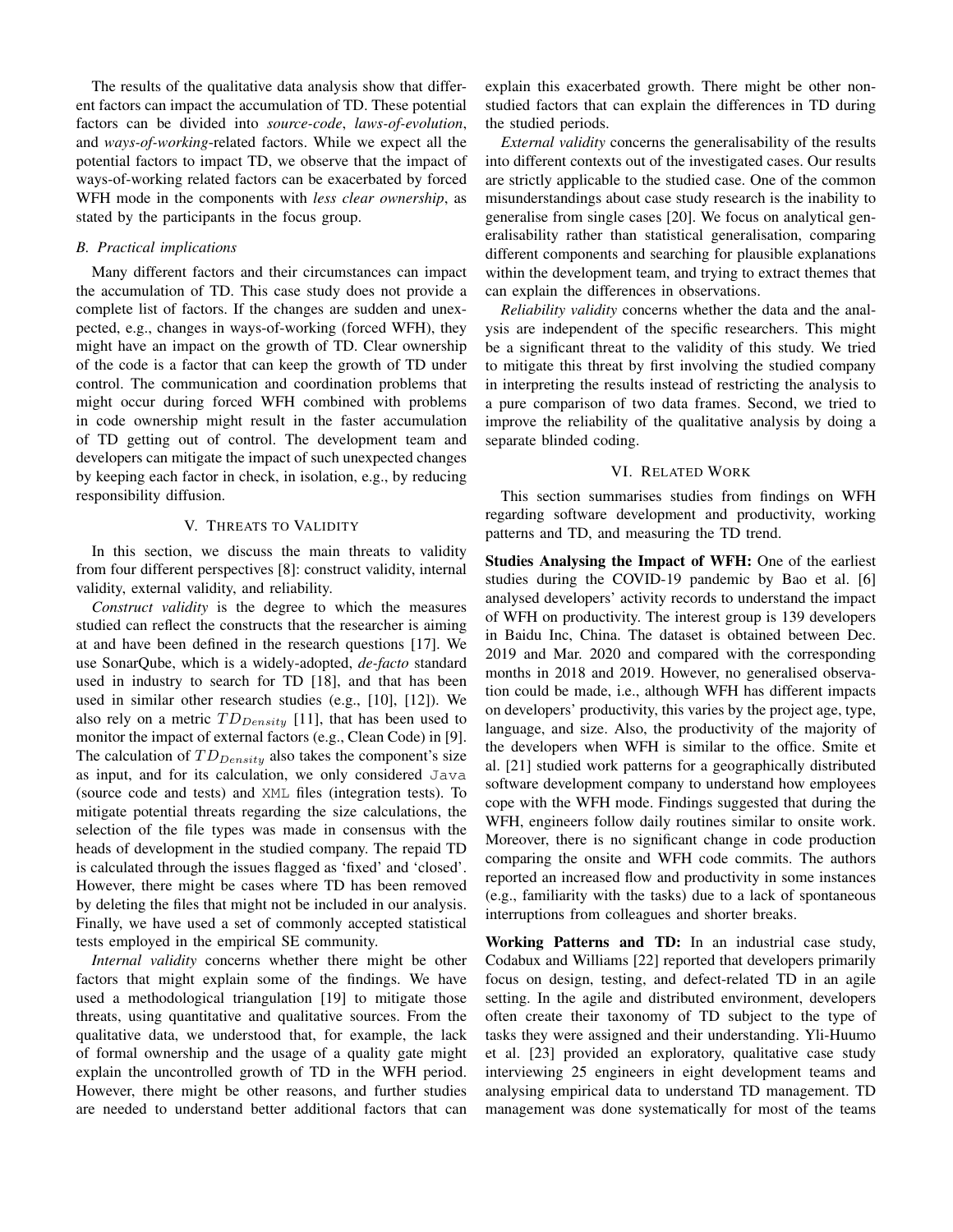The results of the qualitative data analysis show that different factors can impact the accumulation of TD. These potential factors can be divided into *source-code*, *laws-of-evolution*, and *ways-of-working*-related factors. While we expect all the potential factors to impact TD, we observe that the impact of ways-of-working related factors can be exacerbated by forced WFH mode in the components with *less clear ownership*, as stated by the participants in the focus group.

### *B. Practical implications*

Many different factors and their circumstances can impact the accumulation of TD. This case study does not provide a complete list of factors. If the changes are sudden and unexpected, e.g., changes in ways-of-working (forced WFH), they might have an impact on the growth of TD. Clear ownership of the code is a factor that can keep the growth of TD under control. The communication and coordination problems that might occur during forced WFH combined with problems in code ownership might result in the faster accumulation of TD getting out of control. The development team and developers can mitigate the impact of such unexpected changes by keeping each factor in check, in isolation, e.g., by reducing responsibility diffusion.

## V. Threats to Validity

In this section, we discuss the main threats to validity from four different perspectives [8]: construct validity, internal validity, external validity, and reliability.

*Construct validity* is the degree to which the measures studied can reflect the constructs that the researcher is aiming at and have been defined in the research questions [17]. We use SonarQube, which is a widely-adopted, *de-facto* standard used in industry to search for TD [18], and that has been used in similar other research studies (e.g., [10], [12]). We also rely on a metric $TD_{Density}$ [11], that has been used to monitor the impact of external factors (e.g., Clean Code) in [9]. The calculation of $TD_{Density}$ also takes the component's size as input, and for its calculation, we only considered `Java` (source code and tests) and `XML` files (integration tests). To mitigate potential threats regarding the size calculations, the selection of the file types was made in consensus with the heads of development in the studied company. The repaid TD is calculated through the issues flagged as 'fixed' and 'closed'. However, there might be cases where TD has been removed by deleting the files that might not be included in our analysis. Finally, we have used a set of commonly accepted statistical tests employed in the empirical SE community.

*Internal validity* concerns whether there might be other factors that might explain some of the findings. We have used a methodological triangulation [19] to mitigate those threats, using quantitative and qualitative sources. From the qualitative data, we understood that, for example, the lack of formal ownership and the usage of a quality gate might explain the uncontrolled growth of TD in the WFH period. However, there might be other reasons, and further studies are needed to understand better additional factors that can explain this exacerbated growth. There might be other non-studied factors that can explain the differences in TD during the studied periods.

*External validity* concerns the generalisability of the results into different contexts out of the investigated cases. Our results are strictly applicable to the studied case. One of the common misunderstandings about case study research is the inability to generalise from single cases [20]. We focus on analytical generalisability rather than statistical generalisation, comparing different components and searching for plausible explanations within the development team, and trying to extract themes that can explain the differences in observations.

*Reliability validity* concerns whether the data and the analysis are independent of the specific researchers. This might be a significant threat to the validity of this study. We tried to mitigate this threat by first involving the studied company in interpreting the results instead of restricting the analysis to a pure comparison of two data frames. Second, we tried to improve the reliability of the qualitative analysis by doing a separate blinded coding.

## VI. Related Work

This section summarises studies from findings on WFH regarding software development and productivity, working patterns and TD, and measuring the TD trend.

**Studies Analysing the Impact of WFH:** One of the earliest studies during the COVID-19 pandemic by Bao et al. [6] analysed developers' activity records to understand the impact of WFH on productivity. The interest group is 139 developers in Baidu Inc, China. The dataset is obtained between Dec. 2019 and Mar. 2020 and compared with the corresponding months in 2018 and 2019. However, no generalised observation could be made, i.e., although WFH has different impacts on developers' productivity, this varies by the project age, type, language, and size. Also, the productivity of the majority of the developers when WFH is similar to the office. Smite et al. [21] studied work patterns for a geographically distributed software development company to understand how employees cope with the WFH mode. Findings suggested that during the WFH, engineers follow daily routines similar to onsite work. Moreover, there is no significant change in code production comparing the onsite and WFH code commits. The authors reported an increased flow and productivity in some instances (e.g., familiarity with the tasks) due to a lack of spontaneous interruptions from colleagues and shorter breaks.

**Working Patterns and TD:** In an industrial case study, Codabux and Williams [22] reported that developers primarily focus on design, testing, and defect-related TD in an agile setting. In the agile and distributed environment, developers often create their taxonomy of TD subject to the type of tasks they were assigned and their understanding. Yli-Huumo et al. [23] provided an exploratory, qualitative case study interviewing 25 engineers in eight development teams and analysing empirical data to understand TD management. TD management was done systematically for most of the teams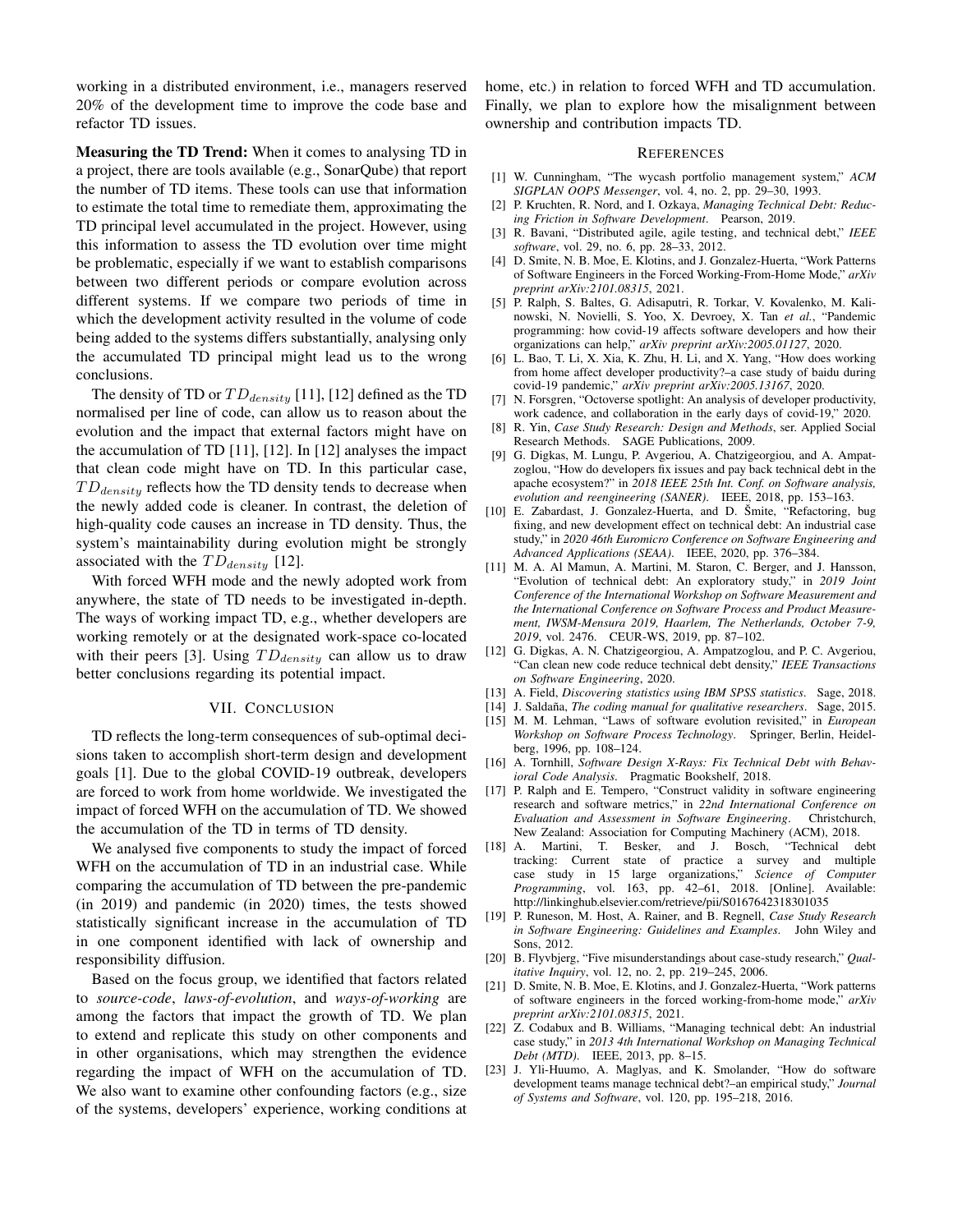working in a distributed environment, i.e., managers reserved 20% of the development time to improve the code base and refactor TD issues.

**Measuring the TD Trend:** When it comes to analysing TD in a project, there are tools available (e.g., SonarQube) that report the number of TD items. These tools can use that information to estimate the total time to remediate them, approximating the TD principal level accumulated in the project. However, using this information to assess the TD evolution over time might be problematic, especially if we want to establish comparisons between two different periods or compare evolution across different systems. If we compare two periods of time in which the development activity resulted in the volume of code being added to the systems differs substantially, analysing only the accumulated TD principal might lead us to the wrong conclusions.

The density of TD or $TD_{density}$ [11], [12] defined as the TD normalised per line of code, can allow us to reason about the evolution and the impact that external factors might have on the accumulation of TD [11], [12]. In [12] analyses the impact that clean code might have on TD. In this particular case, $TD_{density}$ reflects how the TD density tends to decrease when the newly added code is cleaner. In contrast, the deletion of high-quality code causes an increase in TD density. Thus, the system's maintainability during evolution might be strongly associated with the $TD_{density}$ [12].

With forced WFH mode and the newly adopted work from anywhere, the state of TD needs to be investigated in-depth. The ways of working impact TD, e.g., whether developers are working remotely or at the designated work-space co-located with their peers [3]. Using $TD_{density}$ can allow us to draw better conclusions regarding its potential impact.

## VII. Conclusion

TD reflects the long-term consequences of sub-optimal decisions taken to accomplish short-term design and development goals [1]. Due to the global COVID-19 outbreak, developers are forced to work from home worldwide. We investigated the impact of forced WFH on the accumulation of TD. We showed the accumulation of the TD in terms of TD density.

We analysed five components to study the impact of forced WFH on the accumulation of TD in an industrial case. While comparing the accumulation of TD between the pre-pandemic (in 2019) and pandemic (in 2020) times, the tests showed statistically significant increase in the accumulation of TD in one component identified with lack of ownership and responsibility diffusion.

Based on the focus group, we identified that factors related to *source-code*, *laws-of-evolution*, and *ways-of-working* are among the factors that impact the growth of TD. We plan to extend and replicate this study on other components and in other organisations, which may strengthen the evidence regarding the impact of WFH on the accumulation of TD. We also want to examine other confounding factors (e.g., size of the systems, developers' experience, working conditions at home, etc.) in relation to forced WFH and TD accumulation. Finally, we plan to explore how the misalignment between ownership and contribution impacts TD.

## References

[1] W. Cunningham, "The wycash portfolio management system," *ACM SIGPLAN OOPS Messenger*, vol. 4, no. 2, pp. 29–30, 1993.

[2] P. Kruchten, R. Nord, and I. Ozkaya, *Managing Technical Debt: Reducing Friction in Software Development*. Pearson, 2019.

[3] R. Bavani, "Distributed agile, agile testing, and technical debt," *IEEE software*, vol. 29, no. 6, pp. 28–33, 2012.

[4] D. Smite, N. B. Moe, E. Klotins, and J. Gonzalez-Huerta, "Work Patterns of Software Engineers in the Forced Working-From-Home Mode," *arXiv preprint arXiv:2101.08315*, 2021.

[5] P. Ralph, S. Baltes, G. Adisaputri, R. Torkar, V. Kovalenko, M. Kalinowski, N. Novielli, S. Yoo, X. Devroey, X. Tan *et al.*, "Pandemic programming: how covid-19 affects software developers and how their organizations can help," *arXiv preprint arXiv:2005.01127*, 2020.

[6] L. Bao, T. Li, X. Xia, K. Zhu, H. Li, and X. Yang, "How does working from home affect developer productivity?–a case study of baidu during covid-19 pandemic," *arXiv preprint arXiv:2005.13167*, 2020.

[7] N. Forsgren, "Octoverse spotlight: An analysis of developer productivity, work cadence, and collaboration in the early days of covid-19," 2020.

[8] R. Yin, *Case Study Research: Design and Methods*, ser. Applied Social Research Methods. SAGE Publications, 2009.

[9] G. Digkas, M. Lungu, P. Avgeriou, A. Chatzigeorgiou, and A. Ampatzoglou, "How do developers fix issues and pay back technical debt in the apache ecosystem?" in *2018 IEEE 25th Int. Conf. on Software analysis, evolution and reengineering (SANER)*. IEEE, 2018, pp. 153–163.

[10] E. Zabardast, J. Gonzalez-Huerta, and D. Šmite, "Refactoring, bug fixing, and new development effect on technical debt: An industrial case study," in *2020 46th Euromicro Conference on Software Engineering and Advanced Applications (SEAA)*. IEEE, 2020, pp. 376–384.

[11] M. A. Al Mamun, A. Martini, M. Staron, C. Berger, and J. Hansson, "Evolution of technical debt: An exploratory study," in *2019 Joint Conference of the International Workshop on Software Measurement and the International Conference on Software Process and Product Measurement, IWSM-Mensura 2019, Haarlem, The Netherlands, October 7-9, 2019*, vol. 2476. CEUR-WS, 2019, pp. 87–102.

[12] G. Digkas, A. N. Chatzigeorgiou, A. Ampatzoglou, and P. C. Avgeriou, "Can clean new code reduce technical debt density," *IEEE Transactions on Software Engineering*, 2020.

[13] A. Field, *Discovering statistics using IBM SPSS statistics*. Sage, 2018.

[14] J. Saldaña, *The coding manual for qualitative researchers*. Sage, 2015.

[15] M. M. Lehman, "Laws of software evolution revisited," in *European Workshop on Software Process Technology*. Springer, Berlin, Heidelberg, 1996, pp. 108–124.

[16] A. Tornhill, *Software Design X-Rays: Fix Technical Debt with Behavioral Code Analysis*. Pragmatic Bookshelf, 2018.

[17] P. Ralph and E. Tempero, "Construct validity in software engineering research and software metrics," in *22nd International Conference on Evaluation and Assessment in Software Engineering*. Christchurch, New Zealand: Association for Computing Machinery (ACM), 2018.

[18] A. Martini, T. Besker, and J. Bosch, "Technical debt tracking: Current state of practice a survey and multiple case study in 15 large organizations," *Science of Computer Programming*, vol. 163, pp. 42–61, 2018. [Online]. Available: http://linkinghub.elsevier.com/retrieve/pii/S0167642318301035

[19] P. Runeson, M. Host, A. Rainer, and B. Regnell, *Case Study Research in Software Engineering: Guidelines and Examples*. John Wiley and Sons, 2012.

[20] B. Flyvbjerg, "Five misunderstandings about case-study research," *Qualitative Inquiry*, vol. 12, no. 2, pp. 219–245, 2006.

[21] D. Smite, N. B. Moe, E. Klotins, and J. Gonzalez-Huerta, "Work patterns of software engineers in the forced working-from-home mode," *arXiv preprint arXiv:2101.08315*, 2021.

[22] Z. Codabux and B. Williams, "Managing technical debt: An industrial case study," in *2013 4th International Workshop on Managing Technical Debt (MTD)*. IEEE, 2013, pp. 8–15.

[23] J. Yli-Huumo, A. Maglyas, and K. Smolander, "How do software development teams manage technical debt?–an empirical study," *Journal of Systems and Software*, vol. 120, pp. 195–218, 2016.